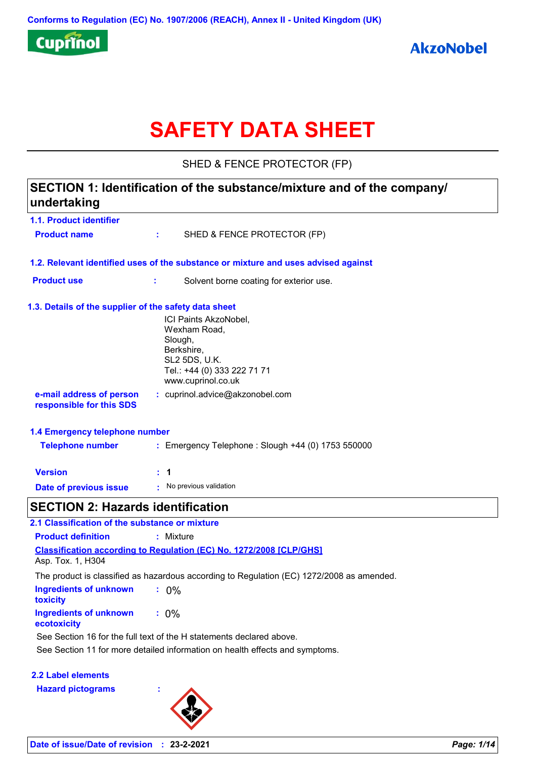Conforms to Regulation (EC) No. 1907/2006 (REACH), Annex II - United Kingdom (UK)

Cuprinol

AkzoNobel

# SAFETY DATA SHEET

SHED & FENCE PROTECTOR (FP)

## SECTION 1: Identification of the substance/mixture and of the company/ undertaking

### 1.1. Product identifier

**Product name** : SHED & FENCE PROTECTOR (FP)

### 1.2. Relevant identified uses of the substance or mixture and uses advised against

**Product use** : Solvent borne coating for exterior use.

### 1.3. Details of the supplier of the safety data sheet

ICI Paints AkzoNobel,
Wexham Road,
Slough,
Berkshire,
SL2 5DS, U.K.
Tel.: +44 (0) 333 222 71 71
www.cuprinol.co.uk

**e-mail address of person responsible for this SDS** : cuprinol.advice@akzonobel.com

### 1.4 Emergency telephone number

**Telephone number** : Emergency Telephone : Slough +44 (0) 1753 550000

**Version** : 1

**Date of previous issue** : No previous validation

## SECTION 2: Hazards identification

### 2.1 Classification of the substance or mixture

**Product definition** : Mixture

**Classification according to Regulation (EC) No. 1272/2008 [CLP/GHS]**

Asp. Tox. 1, H304

The product is classified as hazardous according to Regulation (EC) 1272/2008 as amended.

**Ingredients of unknown toxicity** : 0%

**Ingredients of unknown ecotoxicity** : 0%

See Section 16 for the full text of the H statements declared above.

See Section 11 for more detailed information on health effects and symptoms.

### 2.2 Label elements

**Hazard pictograms** :

**Date of issue/Date of revision** : 23-2-2021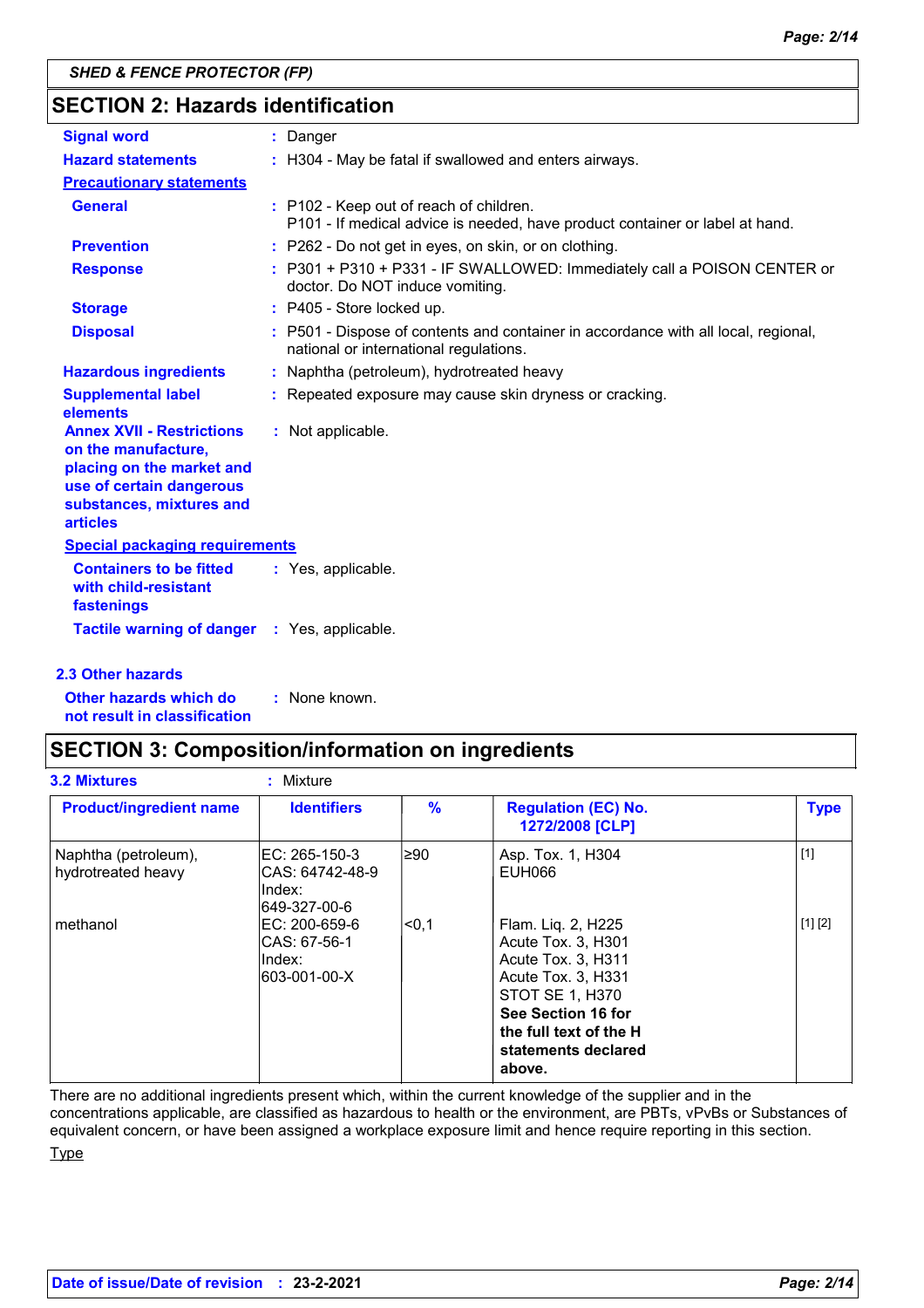## SECTION 2: Hazards identification

**Signal word** : Danger

**Hazard statements** : H304 - May be fatal if swallowed and enters airways.

**Precautionary statements**

**General** : P102 - Keep out of reach of children.
P101 - If medical advice is needed, have product container or label at hand.

**Prevention** : P262 - Do not get in eyes, on skin, or on clothing.

**Response** : P301 + P310 + P331 - IF SWALLOWED: Immediately call a POISON CENTER or doctor. Do NOT induce vomiting.

**Storage** : P405 - Store locked up.

**Disposal** : P501 - Dispose of contents and container in accordance with all local, regional, national or international regulations.

**Hazardous ingredients** : Naphtha (petroleum), hydrotreated heavy

**Supplemental label elements** : Repeated exposure may cause skin dryness or cracking.

**Annex XVII - Restrictions on the manufacture, placing on the market and use of certain dangerous substances, mixtures and articles** : Not applicable.

**Special packaging requirements**

**Containers to be fitted with child-resistant fastenings** : Yes, applicable.

**Tactile warning of danger** : Yes, applicable.

### 2.3 Other hazards

**Other hazards which do not result in classification** : None known.

## SECTION 3: Composition/information on ingredients

**3.2 Mixtures** : Mixture

| Product/ingredient name | Identifiers | % | Regulation (EC) No. 1272/2008 [CLP] | Type |
|---|---|---|---|---|
| Naphtha (petroleum), hydrotreated heavy | EC: 265-150-3<br>CAS: 64742-48-9<br>Index: 649-327-00-6 | ≥90 | Asp. Tox. 1, H304<br>EUH066 | [1] |
| methanol | EC: 200-659-6<br>CAS: 67-56-1<br>Index: 603-001-00-X | <0,1 | Flam. Liq. 2, H225<br>Acute Tox. 3, H301<br>Acute Tox. 3, H311<br>Acute Tox. 3, H331<br>STOT SE 1, H370<br>**See Section 16 for the full text of the H statements declared above.** | [1] [2] |

There are no additional ingredients present which, within the current knowledge of the supplier and in the concentrations applicable, are classified as hazardous to health or the environment, are PBTs, vPvBs or Substances of equivalent concern, or have been assigned a workplace exposure limit and hence require reporting in this section.

Type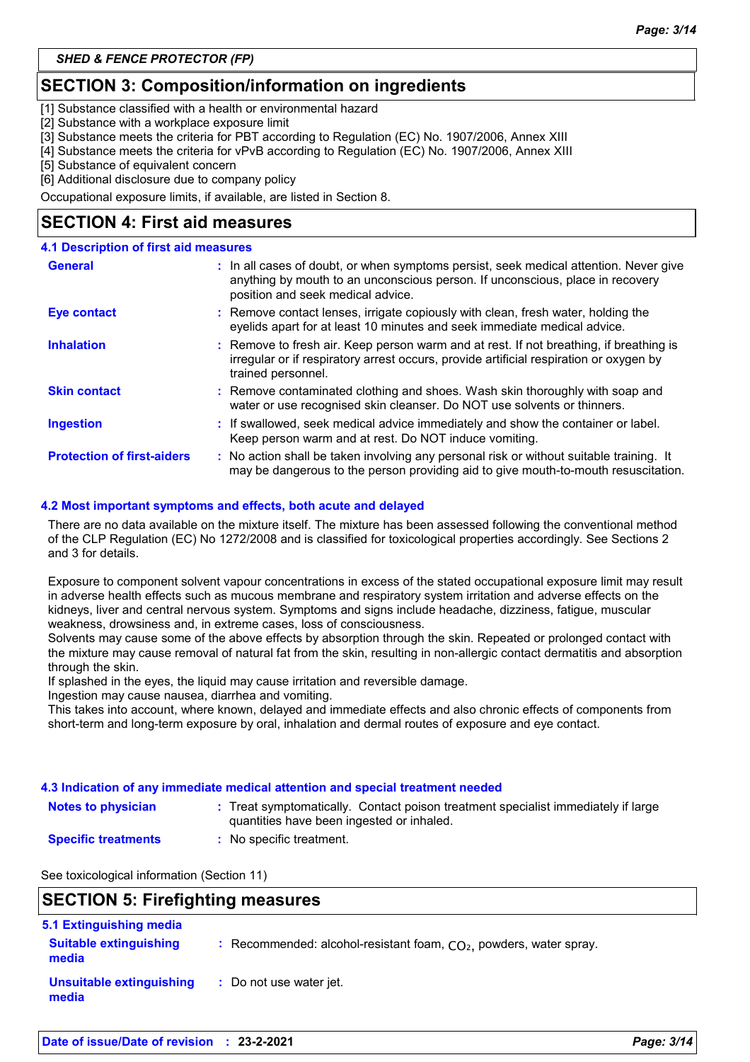## SECTION 3: Composition/information on ingredients

[1] Substance classified with a health or environmental hazard
[2] Substance with a workplace exposure limit
[3] Substance meets the criteria for PBT according to Regulation (EC) No. 1907/2006, Annex XIII
[4] Substance meets the criteria for vPvB according to Regulation (EC) No. 1907/2006, Annex XIII
[5] Substance of equivalent concern
[6] Additional disclosure due to company policy

Occupational exposure limits, if available, are listed in Section 8.

## SECTION 4: First aid measures

### 4.1 Description of first aid measures

**General** : In all cases of doubt, or when symptoms persist, seek medical attention. Never give anything by mouth to an unconscious person. If unconscious, place in recovery position and seek medical advice.

**Eye contact** : Remove contact lenses, irrigate copiously with clean, fresh water, holding the eyelids apart for at least 10 minutes and seek immediate medical advice.

**Inhalation** : Remove to fresh air. Keep person warm and at rest. If not breathing, if breathing is irregular or if respiratory arrest occurs, provide artificial respiration or oxygen by trained personnel.

**Skin contact** : Remove contaminated clothing and shoes. Wash skin thoroughly with soap and water or use recognised skin cleanser. Do NOT use solvents or thinners.

**Ingestion** : If swallowed, seek medical advice immediately and show the container or label. Keep person warm and at rest. Do NOT induce vomiting.

**Protection of first-aiders** : No action shall be taken involving any personal risk or without suitable training. It may be dangerous to the person providing aid to give mouth-to-mouth resuscitation.

### 4.2 Most important symptoms and effects, both acute and delayed

There are no data available on the mixture itself. The mixture has been assessed following the conventional method of the CLP Regulation (EC) No 1272/2008 and is classified for toxicological properties accordingly. See Sections 2 and 3 for details.

Exposure to component solvent vapour concentrations in excess of the stated occupational exposure limit may result in adverse health effects such as mucous membrane and respiratory system irritation and adverse effects on the kidneys, liver and central nervous system. Symptoms and signs include headache, dizziness, fatigue, muscular weakness, drowsiness and, in extreme cases, loss of consciousness.
Solvents may cause some of the above effects by absorption through the skin. Repeated or prolonged contact with the mixture may cause removal of natural fat from the skin, resulting in non-allergic contact dermatitis and absorption through the skin.
If splashed in the eyes, the liquid may cause irritation and reversible damage.
Ingestion may cause nausea, diarrhea and vomiting.
This takes into account, where known, delayed and immediate effects and also chronic effects of components from short-term and long-term exposure by oral, inhalation and dermal routes of exposure and eye contact.

### 4.3 Indication of any immediate medical attention and special treatment needed

**Notes to physician** : Treat symptomatically. Contact poison treatment specialist immediately if large quantities have been ingested or inhaled.

**Specific treatments** : No specific treatment.

See toxicological information (Section 11)

## SECTION 5: Firefighting measures

### 5.1 Extinguishing media

**Suitable extinguishing media** : Recommended: alcohol-resistant foam, $CO_2$, powders, water spray.

**Unsuitable extinguishing media** : Do not use water jet.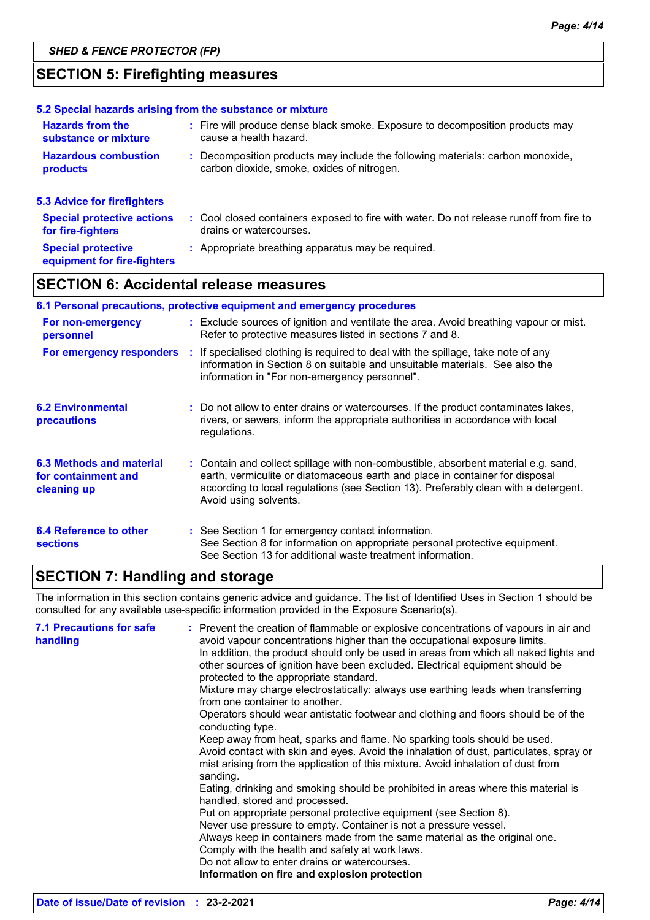## SECTION 5: Firefighting measures

### 5.2 Special hazards arising from the substance or mixture

**Hazards from the substance or mixture** : Fire will produce dense black smoke. Exposure to decomposition products may cause a health hazard.

**Hazardous combustion products** : Decomposition products may include the following materials: carbon monoxide, carbon dioxide, smoke, oxides of nitrogen.

### 5.3 Advice for firefighters

**Special protective actions for fire-fighters** : Cool closed containers exposed to fire with water. Do not release runoff from fire to drains or watercourses.

**Special protective equipment for fire-fighters** : Appropriate breathing apparatus may be required.

## SECTION 6: Accidental release measures

### 6.1 Personal precautions, protective equipment and emergency procedures

**For non-emergency personnel** : Exclude sources of ignition and ventilate the area. Avoid breathing vapour or mist. Refer to protective measures listed in sections 7 and 8.

**For emergency responders** : If specialised clothing is required to deal with the spillage, take note of any information in Section 8 on suitable and unsuitable materials. See also the information in "For non-emergency personnel".

**6.2 Environmental precautions** : Do not allow to enter drains or watercourses. If the product contaminates lakes, rivers, or sewers, inform the appropriate authorities in accordance with local regulations.

**6.3 Methods and material for containment and cleaning up** : Contain and collect spillage with non-combustible, absorbent material e.g. sand, earth, vermiculite or diatomaceous earth and place in container for disposal according to local regulations (see Section 13). Preferably clean with a detergent. Avoid using solvents.

**6.4 Reference to other sections** : See Section 1 for emergency contact information.
See Section 8 for information on appropriate personal protective equipment.
See Section 13 for additional waste treatment information.

## SECTION 7: Handling and storage

The information in this section contains generic advice and guidance. The list of Identified Uses in Section 1 should be consulted for any available use-specific information provided in the Exposure Scenario(s).

**7.1 Precautions for safe handling** : Prevent the creation of flammable or explosive concentrations of vapours in air and avoid vapour concentrations higher than the occupational exposure limits.
In addition, the product should only be used in areas from which all naked lights and other sources of ignition have been excluded. Electrical equipment should be protected to the appropriate standard.
Mixture may charge electrostatically: always use earthing leads when transferring from one container to another.
Operators should wear antistatic footwear and clothing and floors should be of the conducting type.
Keep away from heat, sparks and flame. No sparking tools should be used.
Avoid contact with skin and eyes. Avoid the inhalation of dust, particulates, spray or mist arising from the application of this mixture. Avoid inhalation of dust from sanding.
Eating, drinking and smoking should be prohibited in areas where this material is handled, stored and processed.
Put on appropriate personal protective equipment (see Section 8).
Never use pressure to empty. Container is not a pressure vessel.
Always keep in containers made from the same material as the original one.
Comply with the health and safety at work laws.
Do not allow to enter drains or watercourses.
**Information on fire and explosion protection**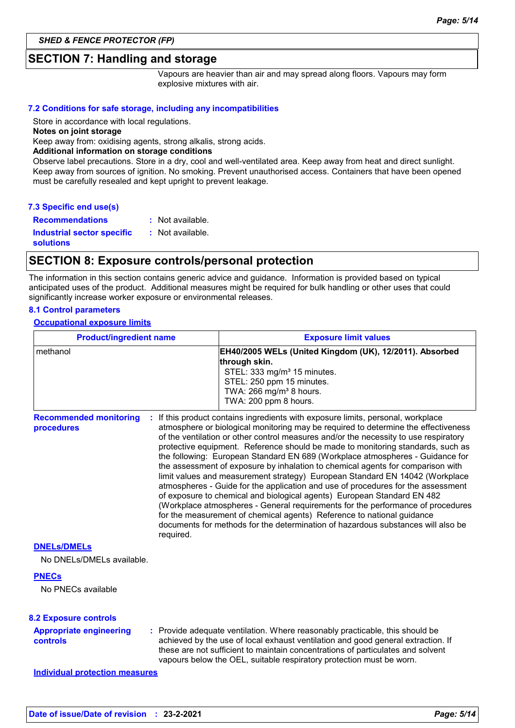## SECTION 7: Handling and storage

Vapours are heavier than air and may spread along floors. Vapours may form explosive mixtures with air.

### 7.2 Conditions for safe storage, including any incompatibilities

Store in accordance with local regulations.

**Notes on joint storage**

Keep away from: oxidising agents, strong alkalis, strong acids.

**Additional information on storage conditions**

Observe label precautions. Store in a dry, cool and well-ventilated area. Keep away from heat and direct sunlight. Keep away from sources of ignition. No smoking. Prevent unauthorised access. Containers that have been opened must be carefully resealed and kept upright to prevent leakage.

### 7.3 Specific end use(s)

**Recommendations** : Not available.

**Industrial sector specific solutions** : Not available.

## SECTION 8: Exposure controls/personal protection

The information in this section contains generic advice and guidance. Information is provided based on typical anticipated uses of the product. Additional measures might be required for bulk handling or other uses that could significantly increase worker exposure or environmental releases.

### 8.1 Control parameters

**Occupational exposure limits**

| Product/ingredient name | Exposure limit values |
|---|---|
| methanol | **EH40/2005 WELs (United Kingdom (UK), 12/2011). Absorbed through skin.**<br>STEL: 333 mg/m³ 15 minutes.<br>STEL: 250 ppm 15 minutes.<br>TWA: 266 mg/m³ 8 hours.<br>TWA: 200 ppm 8 hours. |

**Recommended monitoring procedures** : If this product contains ingredients with exposure limits, personal, workplace atmosphere or biological monitoring may be required to determine the effectiveness of the ventilation or other control measures and/or the necessity to use respiratory protective equipment. Reference should be made to monitoring standards, such as the following: European Standard EN 689 (Workplace atmospheres - Guidance for the assessment of exposure by inhalation to chemical agents for comparison with limit values and measurement strategy) European Standard EN 14042 (Workplace atmospheres - Guide for the application and use of procedures for the assessment of exposure to chemical and biological agents) European Standard EN 482 (Workplace atmospheres - General requirements for the performance of procedures for the measurement of chemical agents) Reference to national guidance documents for methods for the determination of hazardous substances will also be required.

**DNELs/DMELs**

No DNELs/DMELs available.

**PNECs**

No PNECs available

### 8.2 Exposure controls

**Appropriate engineering controls** : Provide adequate ventilation. Where reasonably practicable, this should be achieved by the use of local exhaust ventilation and good general extraction. If these are not sufficient to maintain concentrations of particulates and solvent vapours below the OEL, suitable respiratory protection must be worn.

**Individual protection measures**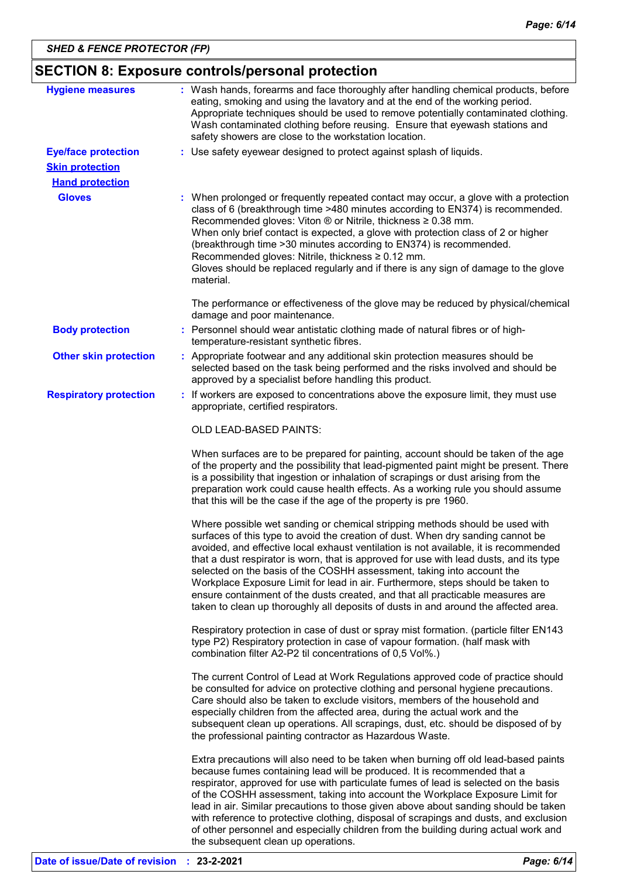SHED & FENCE PROTECTOR (FP)

## SECTION 8: Exposure controls/personal protection

**Hygiene measures** : Wash hands, forearms and face thoroughly after handling chemical products, before eating, smoking and using the lavatory and at the end of the working period. Appropriate techniques should be used to remove potentially contaminated clothing. Wash contaminated clothing before reusing. Ensure that eyewash stations and safety showers are close to the workstation location.

**Eye/face protection** : Use safety eyewear designed to protect against splash of liquids.

**Skin protection**

**Hand protection**

**Gloves** : When prolonged or frequently repeated contact may occur, a glove with a protection class of 6 (breakthrough time >480 minutes according to EN374) is recommended. Recommended gloves: Viton ® or Nitrile, thickness ≥ 0.38 mm.
When only brief contact is expected, a glove with protection class of 2 or higher (breakthrough time >30 minutes according to EN374) is recommended.
Recommended gloves: Nitrile, thickness ≥ 0.12 mm.
Gloves should be replaced regularly and if there is any sign of damage to the glove material.

The performance or effectiveness of the glove may be reduced by physical/chemical damage and poor maintenance.

**Body protection** : Personnel should wear antistatic clothing made of natural fibres or of high-temperature-resistant synthetic fibres.

**Other skin protection** : Appropriate footwear and any additional skin protection measures should be selected based on the task being performed and the risks involved and should be approved by a specialist before handling this product.

**Respiratory protection** : If workers are exposed to concentrations above the exposure limit, they must use appropriate, certified respirators.

OLD LEAD-BASED PAINTS:

When surfaces are to be prepared for painting, account should be taken of the age of the property and the possibility that lead-pigmented paint might be present. There is a possibility that ingestion or inhalation of scrapings or dust arising from the preparation work could cause health effects. As a working rule you should assume that this will be the case if the age of the property is pre 1960.

Where possible wet sanding or chemical stripping methods should be used with surfaces of this type to avoid the creation of dust. When dry sanding cannot be avoided, and effective local exhaust ventilation is not available, it is recommended that a dust respirator is worn, that is approved for use with lead dusts, and its type selected on the basis of the COSHH assessment, taking into account the Workplace Exposure Limit for lead in air. Furthermore, steps should be taken to ensure containment of the dusts created, and that all practicable measures are taken to clean up thoroughly all deposits of dusts in and around the affected area.

Respiratory protection in case of dust or spray mist formation. (particle filter EN143 type P2) Respiratory protection in case of vapour formation. (half mask with combination filter A2-P2 til concentrations of 0,5 Vol%.)

The current Control of Lead at Work Regulations approved code of practice should be consulted for advice on protective clothing and personal hygiene precautions. Care should also be taken to exclude visitors, members of the household and especially children from the affected area, during the actual work and the subsequent clean up operations. All scrapings, dust, etc. should be disposed of by the professional painting contractor as Hazardous Waste.

Extra precautions will also need to be taken when burning off old lead-based paints because fumes containing lead will be produced. It is recommended that a respirator, approved for use with particulate fumes of lead is selected on the basis of the COSHH assessment, taking into account the Workplace Exposure Limit for lead in air. Similar precautions to those given above about sanding should be taken with reference to protective clothing, disposal of scrapings and dusts, and exclusion of other personnel and especially children from the building during actual work and the subsequent clean up operations.

**Date of issue/Date of revision** : **23-2-2021**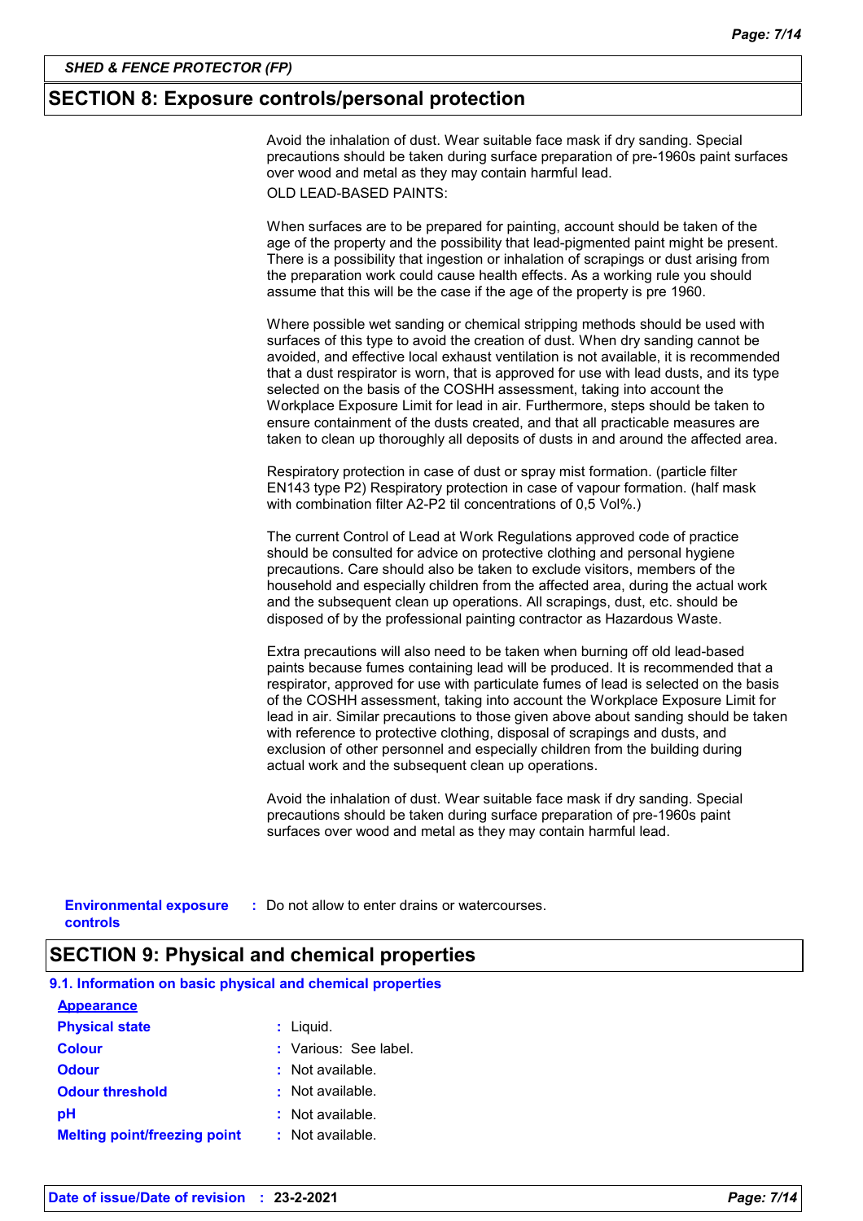## SECTION 8: Exposure controls/personal protection

Avoid the inhalation of dust. Wear suitable face mask if dry sanding. Special precautions should be taken during surface preparation of pre-1960s paint surfaces over wood and metal as they may contain harmful lead.

OLD LEAD-BASED PAINTS:

When surfaces are to be prepared for painting, account should be taken of the age of the property and the possibility that lead-pigmented paint might be present. There is a possibility that ingestion or inhalation of scrapings or dust arising from the preparation work could cause health effects. As a working rule you should assume that this will be the case if the age of the property is pre 1960.

Where possible wet sanding or chemical stripping methods should be used with surfaces of this type to avoid the creation of dust. When dry sanding cannot be avoided, and effective local exhaust ventilation is not available, it is recommended that a dust respirator is worn, that is approved for use with lead dusts, and its type selected on the basis of the COSHH assessment, taking into account the Workplace Exposure Limit for lead in air. Furthermore, steps should be taken to ensure containment of the dusts created, and that all practicable measures are taken to clean up thoroughly all deposits of dusts in and around the affected area.

Respiratory protection in case of dust or spray mist formation. (particle filter EN143 type P2) Respiratory protection in case of vapour formation. (half mask with combination filter A2-P2 til concentrations of 0,5 Vol%.)

The current Control of Lead at Work Regulations approved code of practice should be consulted for advice on protective clothing and personal hygiene precautions. Care should also be taken to exclude visitors, members of the household and especially children from the affected area, during the actual work and the subsequent clean up operations. All scrapings, dust, etc. should be disposed of by the professional painting contractor as Hazardous Waste.

Extra precautions will also need to be taken when burning off old lead-based paints because fumes containing lead will be produced. It is recommended that a respirator, approved for use with particulate fumes of lead is selected on the basis of the COSHH assessment, taking into account the Workplace Exposure Limit for lead in air. Similar precautions to those given above about sanding should be taken with reference to protective clothing, disposal of scrapings and dusts, and exclusion of other personnel and especially children from the building during actual work and the subsequent clean up operations.

Avoid the inhalation of dust. Wear suitable face mask if dry sanding. Special precautions should be taken during surface preparation of pre-1960s paint surfaces over wood and metal as they may contain harmful lead.

**Environmental exposure controls** : Do not allow to enter drains or watercourses.

## SECTION 9: Physical and chemical properties

### 9.1. Information on basic physical and chemical properties

**Appearance**

**Physical state** : Liquid.

**Colour** : Various: See label.

**Odour** : Not available.

**Odour threshold** : Not available.

**pH** : Not available.

**Melting point/freezing point** : Not available.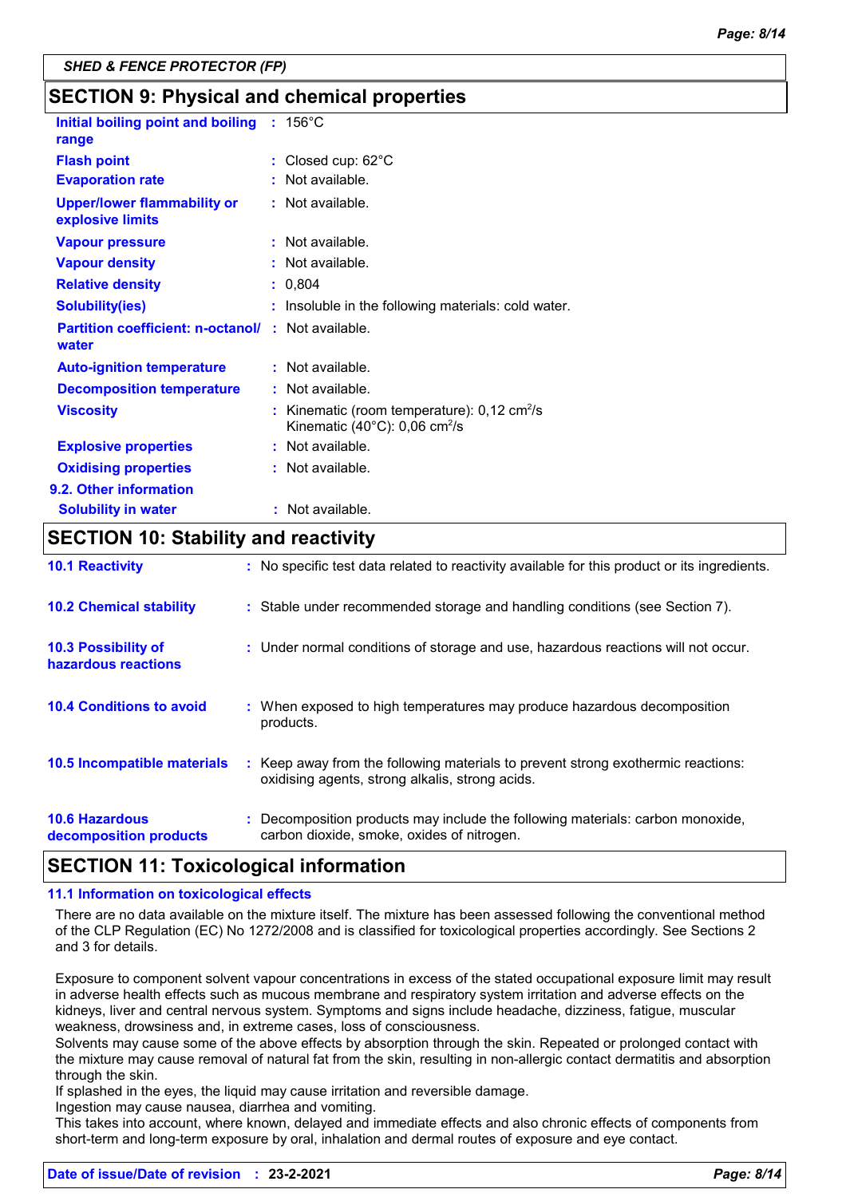**SHED & FENCE PROTECTOR (FP)**

## SECTION 9: Physical and chemical properties

| | |
|---|---|
| **Initial boiling point and boiling range** | : 156°C |
| **Flash point** | : Closed cup: 62°C |
| **Evaporation rate** | : Not available. |
| **Upper/lower flammability or explosive limits** | : Not available. |
| **Vapour pressure** | : Not available. |
| **Vapour density** | : Not available. |
| **Relative density** | : 0,804 |
| **Solubility(ies)** | : Insoluble in the following materials: cold water. |
| **Partition coefficient: n-octanol/ water** | : Not available. |
| **Auto-ignition temperature** | : Not available. |
| **Decomposition temperature** | : Not available. |
| **Viscosity** | : Kinematic (room temperature): 0,12 $cm^2/s$<br>Kinematic (40°C): 0,06 $cm^2/s$ |
| **Explosive properties** | : Not available. |
| **Oxidising properties** | : Not available. |

**9.2. Other information**

| | |
|---|---|
| **Solubility in water** | : Not available. |

## SECTION 10: Stability and reactivity

| | |
|---|---|
| **10.1 Reactivity** | : No specific test data related to reactivity available for this product or its ingredients. |
| **10.2 Chemical stability** | : Stable under recommended storage and handling conditions (see Section 7). |
| **10.3 Possibility of hazardous reactions** | : Under normal conditions of storage and use, hazardous reactions will not occur. |
| **10.4 Conditions to avoid** | : When exposed to high temperatures may produce hazardous decomposition products. |
| **10.5 Incompatible materials** | : Keep away from the following materials to prevent strong exothermic reactions: oxidising agents, strong alkalis, strong acids. |
| **10.6 Hazardous decomposition products** | : Decomposition products may include the following materials: carbon monoxide, carbon dioxide, smoke, oxides of nitrogen. |

## SECTION 11: Toxicological information

### 11.1 Information on toxicological effects

There are no data available on the mixture itself. The mixture has been assessed following the conventional method of the CLP Regulation (EC) No 1272/2008 and is classified for toxicological properties accordingly. See Sections 2 and 3 for details.

Exposure to component solvent vapour concentrations in excess of the stated occupational exposure limit may result in adverse health effects such as mucous membrane and respiratory system irritation and adverse effects on the kidneys, liver and central nervous system. Symptoms and signs include headache, dizziness, fatigue, muscular weakness, drowsiness and, in extreme cases, loss of consciousness.
Solvents may cause some of the above effects by absorption through the skin. Repeated or prolonged contact with the mixture may cause removal of natural fat from the skin, resulting in non-allergic contact dermatitis and absorption through the skin.
If splashed in the eyes, the liquid may cause irritation and reversible damage.
Ingestion may cause nausea, diarrhea and vomiting.
This takes into account, where known, delayed and immediate effects and also chronic effects of components from short-term and long-term exposure by oral, inhalation and dermal routes of exposure and eye contact.

**Date of issue/Date of revision** : **23-2-2021**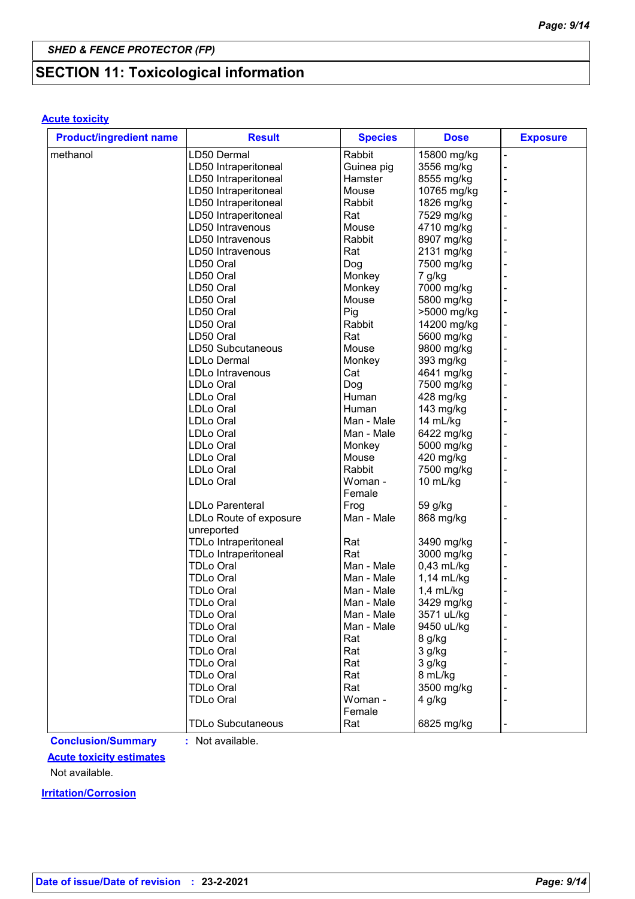**SHED & FENCE PROTECTOR (FP)**

## SECTION 11: Toxicological information

### Acute toxicity

| Product/ingredient name | Result | Species | Dose | Exposure |
|---|---|---|---|---|
| methanol | LD50 Dermal | Rabbit | 15800 mg/kg | - |
| | LD50 Intraperitoneal | Guinea pig | 3556 mg/kg | - |
| | LD50 Intraperitoneal | Hamster | 8555 mg/kg | - |
| | LD50 Intraperitoneal | Mouse | 10765 mg/kg | - |
| | LD50 Intraperitoneal | Rabbit | 1826 mg/kg | - |
| | LD50 Intraperitoneal | Rat | 7529 mg/kg | - |
| | LD50 Intravenous | Mouse | 4710 mg/kg | - |
| | LD50 Intravenous | Rabbit | 8907 mg/kg | - |
| | LD50 Intravenous | Rat | 2131 mg/kg | - |
| | LD50 Oral | Dog | 7500 mg/kg | - |
| | LD50 Oral | Monkey | 7 g/kg | - |
| | LD50 Oral | Monkey | 7000 mg/kg | - |
| | LD50 Oral | Mouse | 5800 mg/kg | - |
| | LD50 Oral | Pig | >5000 mg/kg | - |
| | LD50 Oral | Rabbit | 14200 mg/kg | - |
| | LD50 Oral | Rat | 5600 mg/kg | - |
| | LD50 Subcutaneous | Mouse | 9800 mg/kg | - |
| | LDLo Dermal | Monkey | 393 mg/kg | - |
| | LDLo Intravenous | Cat | 4641 mg/kg | - |
| | LDLo Oral | Dog | 7500 mg/kg | - |
| | LDLo Oral | Human | 428 mg/kg | - |
| | LDLo Oral | Human | 143 mg/kg | - |
| | LDLo Oral | Man - Male | 14 mL/kg | - |
| | LDLo Oral | Man - Male | 6422 mg/kg | - |
| | LDLo Oral | Monkey | 5000 mg/kg | - |
| | LDLo Oral | Mouse | 420 mg/kg | - |
| | LDLo Oral | Rabbit | 7500 mg/kg | - |
| | LDLo Oral | Woman - Female | 10 mL/kg | - |
| | LDLo Parenteral | Frog | 59 g/kg | - |
| | LDLo Route of exposure unreported | Man - Male | 868 mg/kg | - |
| | TDLo Intraperitoneal | Rat | 3490 mg/kg | - |
| | TDLo Intraperitoneal | Rat | 3000 mg/kg | - |
| | TDLo Oral | Man - Male | 0,43 mL/kg | - |
| | TDLo Oral | Man - Male | 1,14 mL/kg | - |
| | TDLo Oral | Man - Male | 1,4 mL/kg | - |
| | TDLo Oral | Man - Male | 3429 mg/kg | - |
| | TDLo Oral | Man - Male | 3571 uL/kg | - |
| | TDLo Oral | Man - Male | 9450 uL/kg | - |
| | TDLo Oral | Rat | 8 g/kg | - |
| | TDLo Oral | Rat | 3 g/kg | - |
| | TDLo Oral | Rat | 3 g/kg | - |
| | TDLo Oral | Rat | 8 mL/kg | - |
| | TDLo Oral | Rat | 3500 mg/kg | - |
| | TDLo Oral | Woman - Female | 4 g/kg | - |
| | TDLo Subcutaneous | Rat | 6825 mg/kg | - |

**Conclusion/Summary** : Not available.

### Acute toxicity estimates

Not available.

### Irritation/Corrosion

**Date of issue/Date of revision** : **23-2-2021**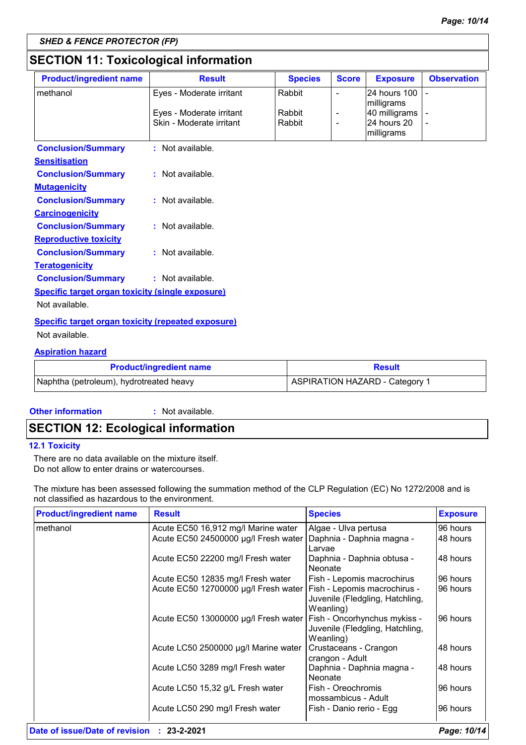SHED & FENCE PROTECTOR (FP)

## SECTION 11: Toxicological information

| Product/ingredient name | Result | Species | Score | Exposure | Observation |
|---|---|---|---|---|---|
| methanol | Eyes - Moderate irritant | Rabbit | - | 24 hours 100 milligrams | - |
| | Eyes - Moderate irritant | Rabbit | - | 40 milligrams | - |
| | Skin - Moderate irritant | Rabbit | - | 24 hours 20 milligrams | - |

**Conclusion/Summary** : Not available.

**Sensitisation**

**Conclusion/Summary** : Not available.

**Mutagenicity**

**Conclusion/Summary** : Not available.

**Carcinogenicity**

**Conclusion/Summary** : Not available.

**Reproductive toxicity**

**Conclusion/Summary** : Not available.

**Teratogenicity**

**Conclusion/Summary** : Not available.

**Specific target organ toxicity (single exposure)**

Not available.

**Specific target organ toxicity (repeated exposure)**

Not available.

**Aspiration hazard**

| Product/ingredient name | Result |
|---|---|
| Naphtha (petroleum), hydrotreated heavy | ASPIRATION HAZARD - Category 1 |

**Other information** : Not available.

## SECTION 12: Ecological information

### 12.1 Toxicity

There are no data available on the mixture itself.
Do not allow to enter drains or watercourses.

The mixture has been assessed following the summation method of the CLP Regulation (EC) No 1272/2008 and is not classified as hazardous to the environment.

| Product/ingredient name | Result | Species | Exposure |
|---|---|---|---|
| methanol | Acute EC50 16,912 mg/l Marine water | Algae - Ulva pertusa | 96 hours |
| | Acute EC50 24500000 µg/l Fresh water | Daphnia - Daphnia magna - Larvae | 48 hours |
| | Acute EC50 22200 mg/l Fresh water | Daphnia - Daphnia obtusa - Neonate | 48 hours |
| | Acute EC50 12835 mg/l Fresh water | Fish - Lepomis macrochirus | 96 hours |
| | Acute EC50 12700000 µg/l Fresh water | Fish - Lepomis macrochirus - Juvenile (Fledgling, Hatchling, Weanling) | 96 hours |
| | Acute EC50 13000000 µg/l Fresh water | Fish - Oncorhynchus mykiss - Juvenile (Fledgling, Hatchling, Weanling) | 96 hours |
| | Acute LC50 2500000 µg/l Marine water | Crustaceans - Crangon crangon - Adult | 48 hours |
| | Acute LC50 3289 mg/l Fresh water | Daphnia - Daphnia magna - Neonate | 48 hours |
| | Acute LC50 15,32 g/L Fresh water | Fish - Oreochromis mossambicus - Adult | 96 hours |
| | Acute LC50 290 mg/l Fresh water | Fish - Danio rerio - Egg | 96 hours |

**Date of issue/Date of revision** : 23-2-2021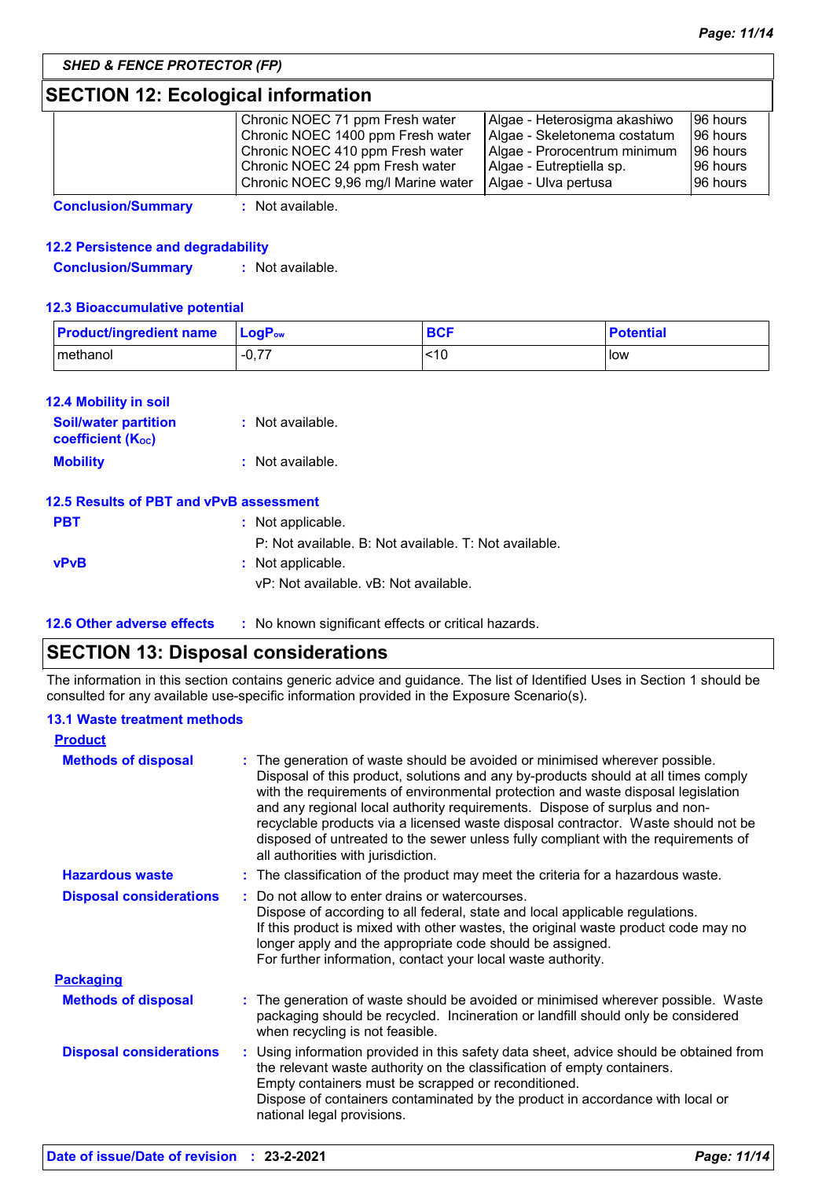## SECTION 12: Ecological information

| | | | |
|---|---|---|---|
| | Chronic NOEC 71 ppm Fresh water<br>Chronic NOEC 1400 ppm Fresh water<br>Chronic NOEC 410 ppm Fresh water<br>Chronic NOEC 24 ppm Fresh water<br>Chronic NOEC 9,96 mg/l Marine water | Algae - Heterosigma akashiwo<br>Algae - Skeletonema costatum<br>Algae - Prorocentrum minimum<br>Algae - Eutreptiella sp.<br>Algae - Ulva pertusa | 96 hours<br>96 hours<br>96 hours<br>96 hours<br>96 hours |

**Conclusion/Summary** : Not available.

### 12.2 Persistence and degradability

**Conclusion/Summary** : Not available.

### 12.3 Bioaccumulative potential

| Product/ingredient name | $LogP_{ow}$ | BCF | Potential |
|---|---|---|---|
| methanol | -0,77 | <10 | low |

### 12.4 Mobility in soil

**Soil/water partition coefficient ($K_{OC}$)** : Not available.

**Mobility** : Not available.

### 12.5 Results of PBT and vPvB assessment

**PBT** : Not applicable.
P: Not available. B: Not available. T: Not available.

**vPvB** : Not applicable.
vP: Not available. vB: Not available.

### 12.6 Other adverse effects : No known significant effects or critical hazards.

## SECTION 13: Disposal considerations

The information in this section contains generic advice and guidance. The list of Identified Uses in Section 1 should be consulted for any available use-specific information provided in the Exposure Scenario(s).

### 13.1 Waste treatment methods

**Product**

**Methods of disposal** : The generation of waste should be avoided or minimised wherever possible. Disposal of this product, solutions and any by-products should at all times comply with the requirements of environmental protection and waste disposal legislation and any regional local authority requirements. Dispose of surplus and non-recyclable products via a licensed waste disposal contractor. Waste should not be disposed of untreated to the sewer unless fully compliant with the requirements of all authorities with jurisdiction.

**Hazardous waste** : The classification of the product may meet the criteria for a hazardous waste.

**Disposal considerations** : Do not allow to enter drains or watercourses.
Dispose of according to all federal, state and local applicable regulations.
If this product is mixed with other wastes, the original waste product code may no longer apply and the appropriate code should be assigned.
For further information, contact your local waste authority.

**Packaging**

**Methods of disposal** : The generation of waste should be avoided or minimised wherever possible. Waste packaging should be recycled. Incineration or landfill should only be considered when recycling is not feasible.

**Disposal considerations** : Using information provided in this safety data sheet, advice should be obtained from the relevant waste authority on the classification of empty containers.
Empty containers must be scrapped or reconditioned.
Dispose of containers contaminated by the product in accordance with local or national legal provisions.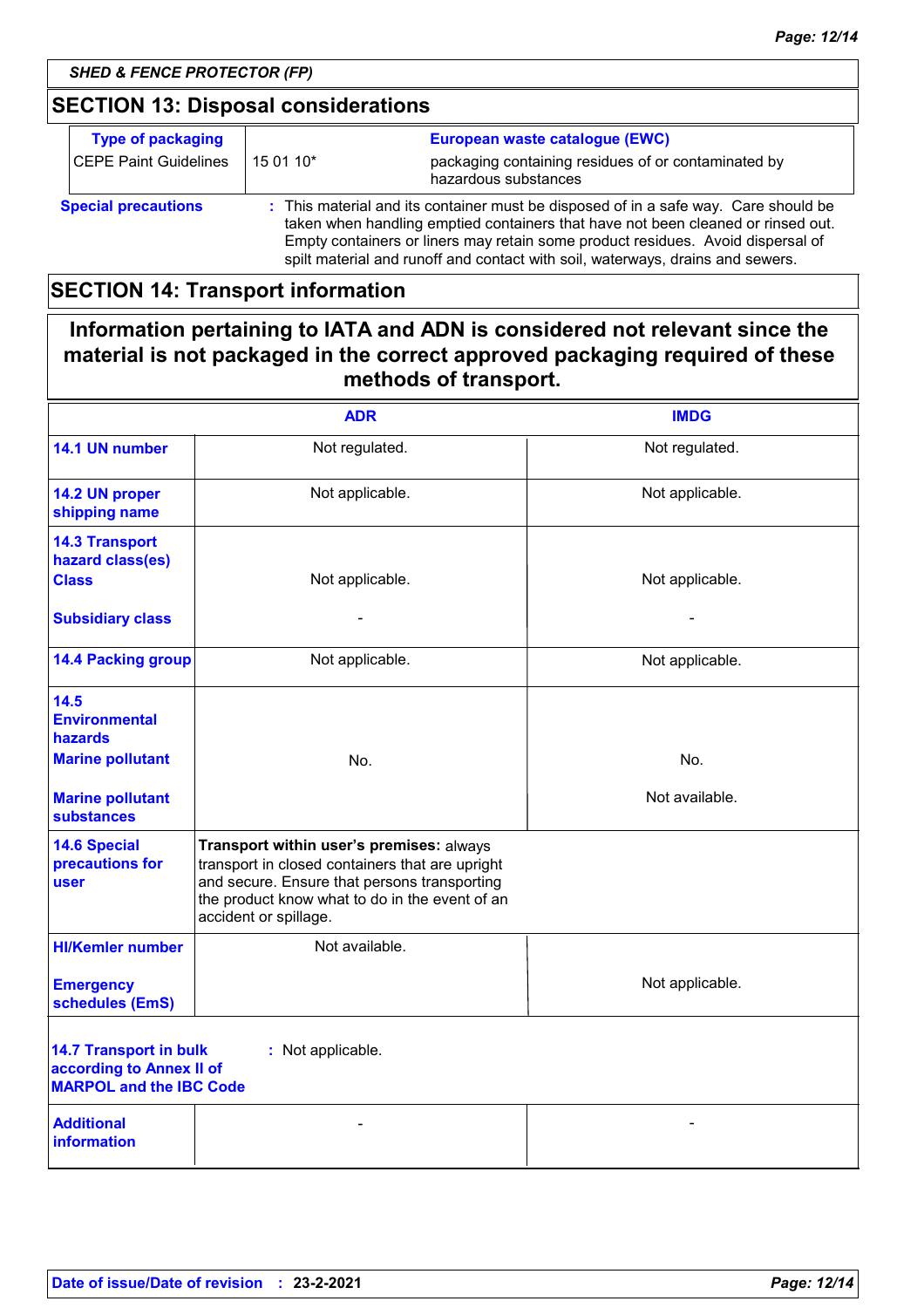## SECTION 13: Disposal considerations

| Type of packaging | | European waste catalogue (EWC) |
|---|---|---|
| CEPE Paint Guidelines | 15 01 10* | packaging containing residues of or contaminated by hazardous substances |

**Special precautions** : This material and its container must be disposed of in a safe way. Care should be taken when handling emptied containers that have not been cleaned or rinsed out. Empty containers or liners may retain some product residues. Avoid dispersal of spilt material and runoff and contact with soil, waterways, drains and sewers.

## SECTION 14: Transport information

**Information pertaining to IATA and ADN is considered not relevant since the material is not packaged in the correct approved packaging required of these methods of transport.**

| | ADR | IMDG |
|---|---|---|
| **14.1 UN number** | Not regulated. | Not regulated. |
| **14.2 UN proper shipping name** | Not applicable. | Not applicable. |
| **14.3 Transport hazard class(es)** **Class** | Not applicable. | Not applicable. |
| **Subsidiary class** | - | - |
| **14.4 Packing group** | Not applicable. | Not applicable. |
| **14.5 Environmental hazards** **Marine pollutant** | No. | No. |
| **Marine pollutant substances** | | Not available. |
| **14.6 Special precautions for user** | **Transport within user's premises:** always transport in closed containers that are upright and secure. Ensure that persons transporting the product know what to do in the event of an accident or spillage. | |
| **HI/Kemler number** | Not available. | |
| **Emergency schedules (EmS)** | | Not applicable. |

**14.7 Transport in bulk according to Annex II of MARPOL and the IBC Code** : Not applicable.

| | | |
|---|---|---|
| **Additional information** | - | - |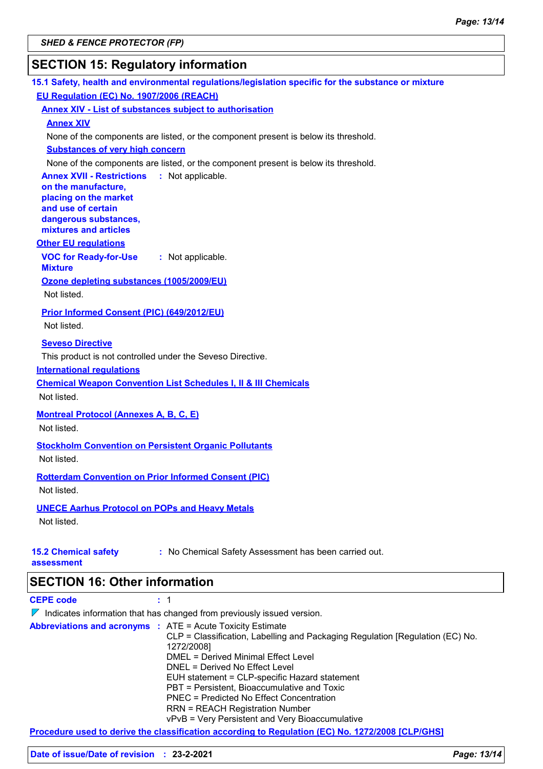SHED & FENCE PROTECTOR (FP)

## SECTION 15: Regulatory information

### 15.1 Safety, health and environmental regulations/legislation specific for the substance or mixture

**EU Regulation (EC) No. 1907/2006 (REACH)**

**Annex XIV - List of substances subject to authorisation**

**Annex XIV**

None of the components are listed, or the component present is below its threshold.

**Substances of very high concern**

None of the components are listed, or the component present is below its threshold.

**Annex XVII - Restrictions on the manufacture, placing on the market and use of certain dangerous substances, mixtures and articles** : Not applicable.

**Other EU regulations**

**VOC for Ready-for-Use Mixture** : Not applicable.

**Ozone depleting substances (1005/2009/EU)**

Not listed.

**Prior Informed Consent (PIC) (649/2012/EU)**

Not listed.

**Seveso Directive**

This product is not controlled under the Seveso Directive.

**International regulations**

**Chemical Weapon Convention List Schedules I, II & III Chemicals**

Not listed.

**Montreal Protocol (Annexes A, B, C, E)**

Not listed.

**Stockholm Convention on Persistent Organic Pollutants**

Not listed.

**Rotterdam Convention on Prior Informed Consent (PIC)**

Not listed.

**UNECE Aarhus Protocol on POPs and Heavy Metals**

Not listed.

### 15.2 Chemical safety assessment

: No Chemical Safety Assessment has been carried out.

## SECTION 16: Other information

**CEPE code** : 1

Indicates information that has changed from previously issued version.

**Abbreviations and acronyms** :
ATE = Acute Toxicity Estimate
CLP = Classification, Labelling and Packaging Regulation [Regulation (EC) No. 1272/2008]
DMEL = Derived Minimal Effect Level
DNEL = Derived No Effect Level
EUH statement = CLP-specific Hazard statement
PBT = Persistent, Bioaccumulative and Toxic
PNEC = Predicted No Effect Concentration
RRN = REACH Registration Number
vPvB = Very Persistent and Very Bioaccumulative

**Procedure used to derive the classification according to Regulation (EC) No. 1272/2008 [CLP/GHS]**

**Date of issue/Date of revision** : **23-2-2021**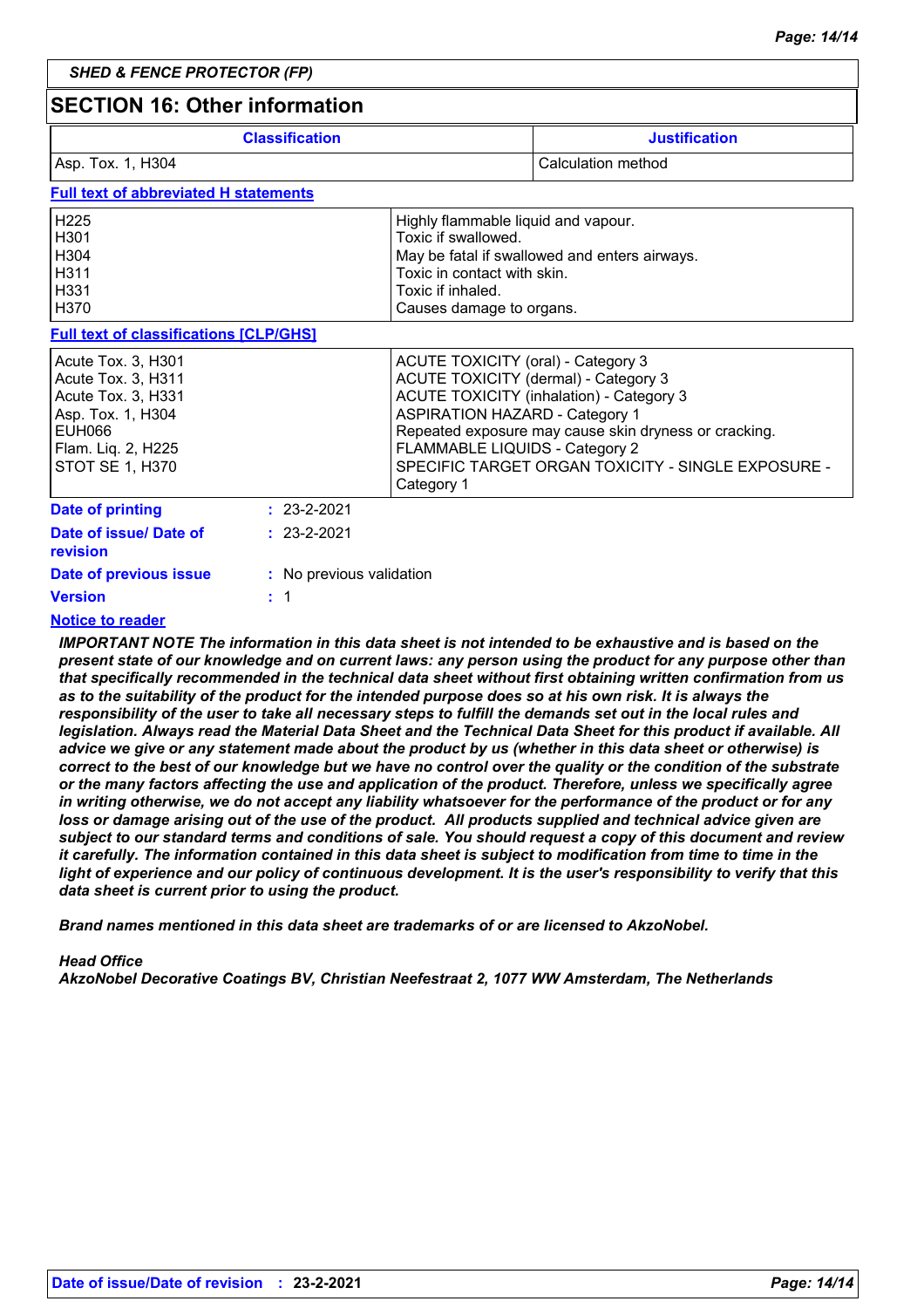## SECTION 16: Other information

| Classification | Justification |
|---|---|
| Asp. Tox. 1, H304 | Calculation method |

**Full text of abbreviated H statements**

| | |
|---|---|
| H225 | Highly flammable liquid and vapour. |
| H301 | Toxic if swallowed. |
| H304 | May be fatal if swallowed and enters airways. |
| H311 | Toxic in contact with skin. |
| H331 | Toxic if inhaled. |
| H370 | Causes damage to organs. |

**Full text of classifications [CLP/GHS]**

| | |
|---|---|
| Acute Tox. 3, H301 | ACUTE TOXICITY (oral) - Category 3 |
| Acute Tox. 3, H311 | ACUTE TOXICITY (dermal) - Category 3 |
| Acute Tox. 3, H331 | ACUTE TOXICITY (inhalation) - Category 3 |
| Asp. Tox. 1, H304 | ASPIRATION HAZARD - Category 1 |
| EUH066 | Repeated exposure may cause skin dryness or cracking. |
| Flam. Liq. 2, H225 | FLAMMABLE LIQUIDS - Category 2 |
| STOT SE 1, H370 | SPECIFIC TARGET ORGAN TOXICITY - SINGLE EXPOSURE - Category 1 |

**Date of printing** : 23-2-2021

**Date of issue/ Date of revision** : 23-2-2021

**Date of previous issue** : No previous validation

**Version** : 1

**Notice to reader**

***IMPORTANT NOTE** The information in this data sheet is not intended to be exhaustive and is based on the present state of our knowledge and on current laws: any person using the product for any purpose other than that specifically recommended in the technical data sheet without first obtaining written confirmation from us as to the suitability of the product for the intended purpose does so at his own risk. It is always the responsibility of the user to take all necessary steps to fulfill the demands set out in the local rules and legislation. Always read the Material Data Sheet and the Technical Data Sheet for this product if available. All advice we give or any statement made about the product by us (whether in this data sheet or otherwise) is correct to the best of our knowledge but we have no control over the quality or the condition of the substrate or the many factors affecting the use and application of the product. Therefore, unless we specifically agree in writing otherwise, we do not accept any liability whatsoever for the performance of the product or for any loss or damage arising out of the use of the product. All products supplied and technical advice given are subject to our standard terms and conditions of sale. You should request a copy of this document and review it carefully. The information contained in this data sheet is subject to modification from time to time in the light of experience and our policy of continuous development. It is the user's responsibility to verify that this data sheet is current prior to using the product.*

***Brand names mentioned in this data sheet are trademarks of or are licensed to AkzoNobel.***

***Head Office***
***AkzoNobel Decorative Coatings BV, Christian Neefestraat 2, 1077 WW Amsterdam, The Netherlands***